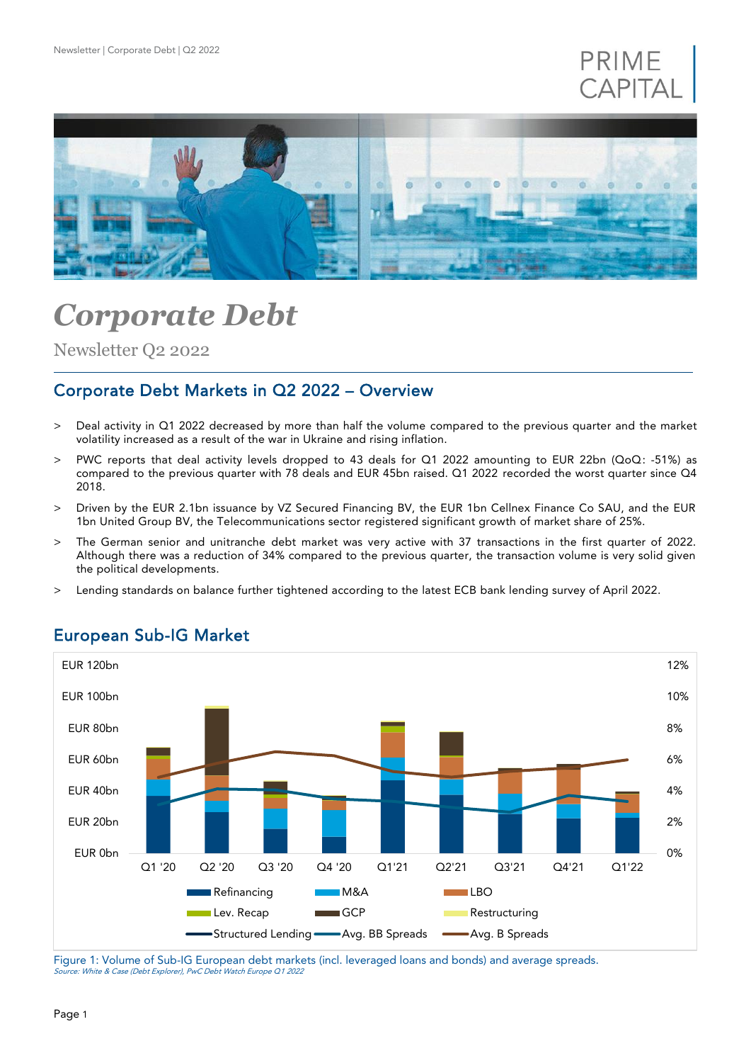# Corporate Debt

Newsletter Q2 2022

## Corporate Debt Markets in Q2 2022 – Overview

- Deal activity in Q1 2022 decreased by more than half the volume compared to the previous quarter and the market volatility increased as a result of the war in Ukraine and rising inflation.
- PWC reports that deal activity levels dropped to 43 deals for Q1 2022 amounting to EUR 22bn (QoQ: -51%) as compared to the previous quarter with 78 deals and EUR 45bn raised. Q1 2022 recorded the worst quarter since Q4 2018.
- Driven by the EUR 2.1bn issuance by VZ Secured Financing BV, the EUR 1bn Cellnex Finance Co SAU, and the EUR 1bn United Group BV, the Telecommunications sector registered significant growth of market share of 25%.
- The German senior and unitranche debt market was very active with 37 transactions in the first quarter of 2022. Although there was a reduction of 34% compared to the previous quarter, the transaction volume is very solid given the political developments.
- Lending standards on balance further tightened according to the latest ECB bank lending survey of April 2022.

## European Sub-IG Market

Figure 1: Volume of Sub-IG European debt markets (incl. leveraged loans and bonds) and average spreads.
*Source: White & Case (Debt Explorer), PwC Debt Watch Europe Q1 2022*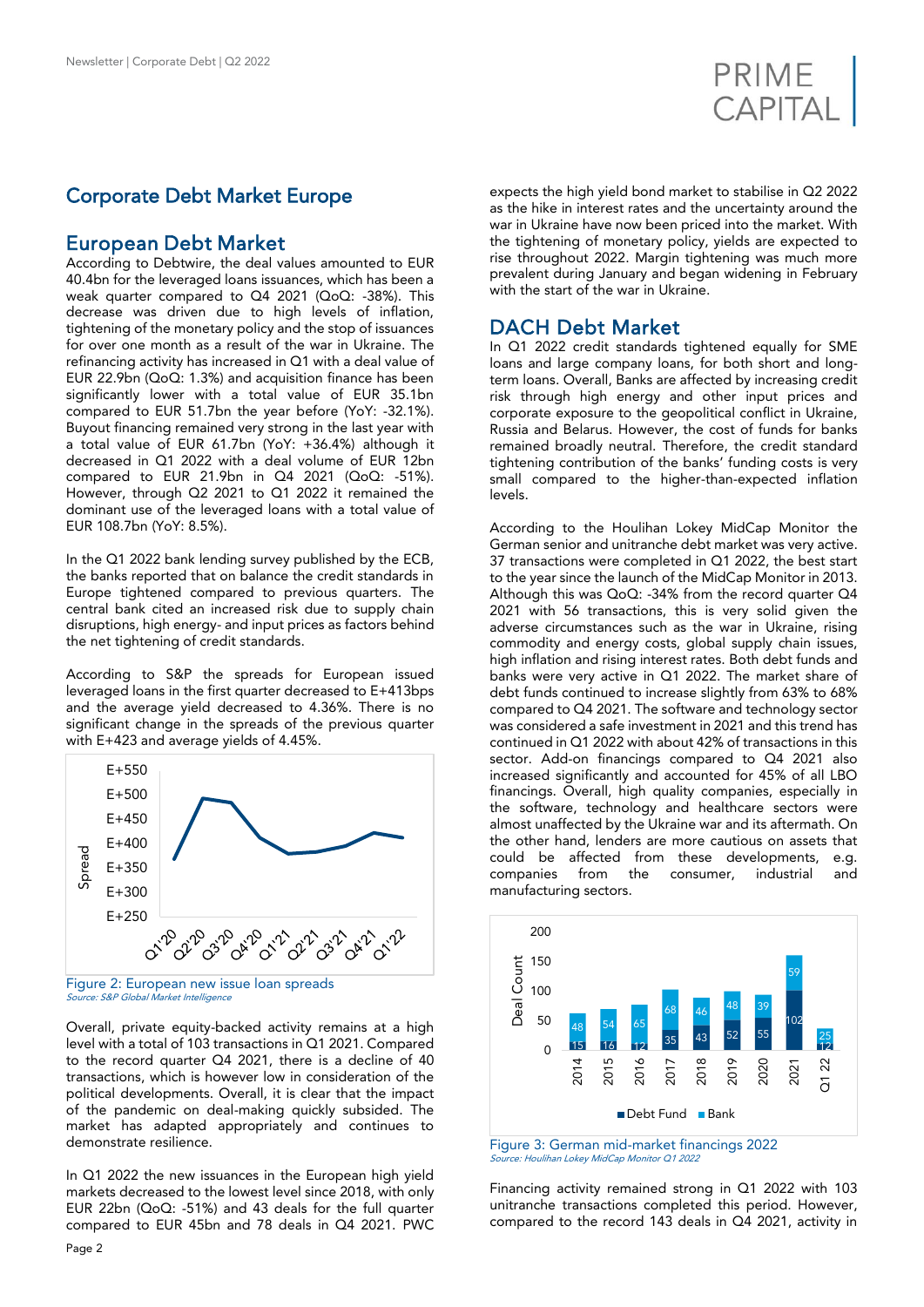# Corporate Debt Market Europe

## European Debt Market

According to Debtwire, the deal values amounted to EUR 40.4bn for the leveraged loans issuances, which has been a weak quarter compared to Q4 2021 (QoQ: -38%). This decrease was driven due to high levels of inflation, tightening of the monetary policy and the stop of issuances for over one month as a result of the war in Ukraine. The refinancing activity has increased in Q1 with a deal value of EUR 22.9bn (QoQ: 1.3%) and acquisition finance has been significantly lower with a total value of EUR 35.1bn compared to EUR 51.7bn the year before (YoY: -32.1%). Buyout financing remained very strong in the last year with a total value of EUR 61.7bn (YoY: +36.4%) although it decreased in Q1 2022 with a deal volume of EUR 12bn compared to EUR 21.9bn in Q4 2021 (QoQ: -51%). However, through Q2 2021 to Q1 2022 it remained the dominant use of the leveraged loans with a total value of EUR 108.7bn (YoY: 8.5%).

In the Q1 2022 bank lending survey published by the ECB, the banks reported that on balance the credit standards in Europe tightened compared to previous quarters. The central bank cited an increased risk due to supply chain disruptions, high energy- and input prices as factors behind the net tightening of credit standards.

According to S&P the spreads for European issued leveraged loans in the first quarter decreased to E+413bps and the average yield decreased to 4.36%. There is no significant change in the spreads of the previous quarter with E+423 and average yields of 4.45%.

Figure 2: European new issue loan spreads
*Source: S&P Global Market Intelligence*

Overall, private equity-backed activity remains at a high level with a total of 103 transactions in Q1 2021. Compared to the record quarter Q4 2021, there is a decline of 40 transactions, which is however low in consideration of the political developments. Overall, it is clear that the impact of the pandemic on deal-making quickly subsided. The market has adapted appropriately and continues to demonstrate resilience.

In Q1 2022 the new issuances in the European high yield markets decreased to the lowest level since 2018, with only EUR 22bn (QoQ: -51%) and 43 deals for the full quarter compared to EUR 45bn and 78 deals in Q4 2021. PWC expects the high yield bond market to stabilise in Q2 2022 as the hike in interest rates and the uncertainty around the war in Ukraine have now been priced into the market. With the tightening of monetary policy, yields are expected to rise throughout 2022. Margin tightening was much more prevalent during January and began widening in February with the start of the war in Ukraine.

## DACH Debt Market

In Q1 2022 credit standards tightened equally for SME loans and large company loans, for both short and long-term loans. Overall, Banks are affected by increasing credit risk through high energy and other input prices and corporate exposure to the geopolitical conflict in Ukraine, Russia and Belarus. However, the cost of funds for banks remained broadly neutral. Therefore, the credit standard tightening contribution of the banks' funding costs is very small compared to the higher-than-expected inflation levels.

According to the Houlihan Lokey MidCap Monitor the German senior and unitranche debt market was very active. 37 transactions were completed in Q1 2022, the best start to the year since the launch of the MidCap Monitor in 2013. Although this was QoQ: -34% from the record quarter Q4 2021 with 56 transactions, this is very solid given the adverse circumstances such as the war in Ukraine, rising commodity and energy costs, global supply chain issues, high inflation and rising interest rates. Both debt funds and banks were very active in Q1 2022. The market share of debt funds continued to increase slightly from 63% to 68% compared to Q4 2021. The software and technology sector was considered a safe investment in 2021 and this trend has continued in Q1 2022 with about 42% of transactions in this sector. Add-on financings compared to Q4 2021 also increased significantly and accounted for 45% of all LBO financings. Overall, high quality companies, especially in the software, technology and healthcare sectors were almost unaffected by the Ukraine war and its aftermath. On the other hand, lenders are more cautious on assets that could be affected from these developments, e.g. companies from the consumer, industrial and manufacturing sectors.

Figure 3: German mid-market financings 2022
*Source: Houlihan Lokey MidCap Monitor Q1 2022*

Financing activity remained strong in Q1 2022 with 103 unitranche transactions completed this period. However, compared to the record 143 deals in Q4 2021, activity in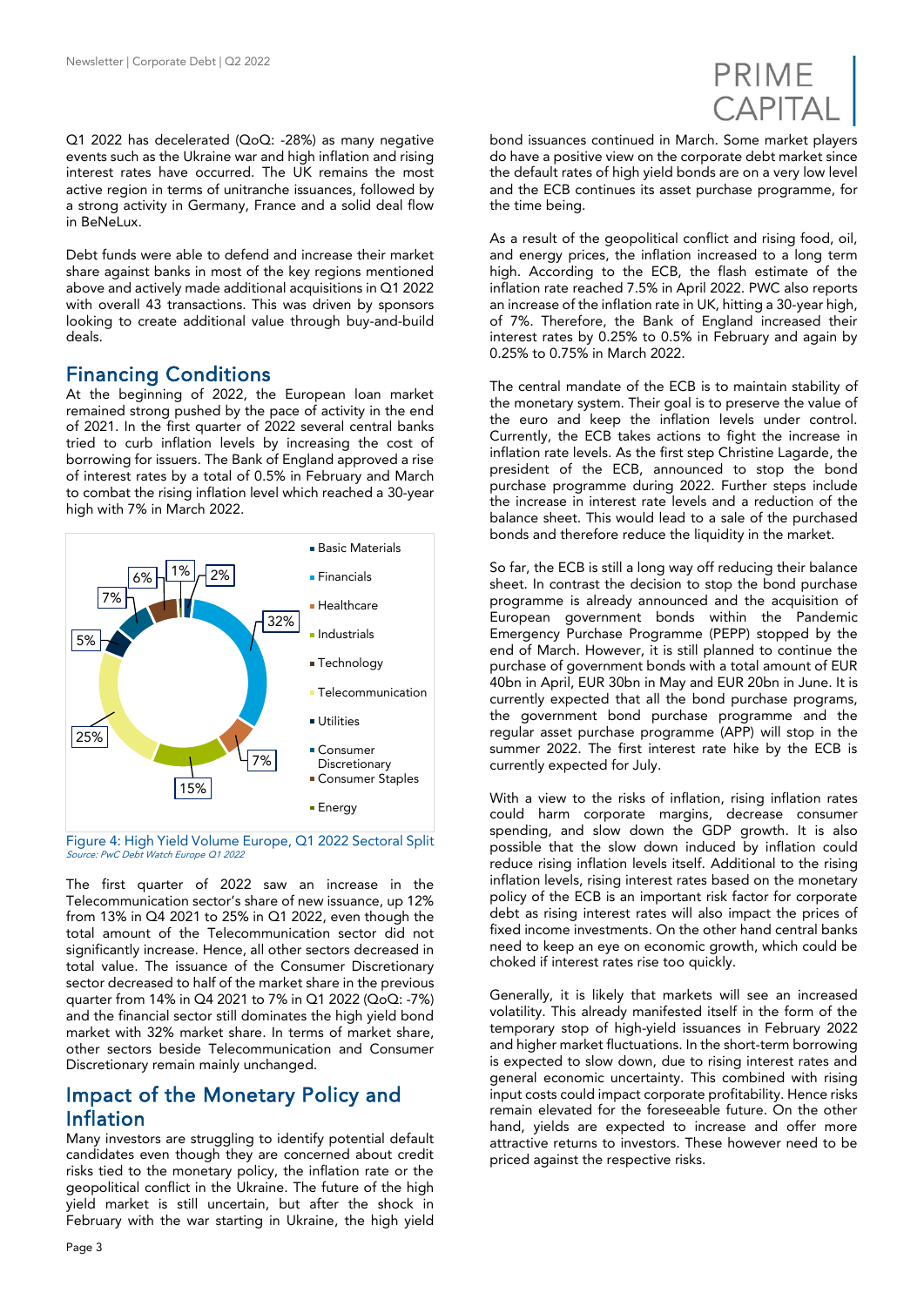Q1 2022 has decelerated (QoQ: -28%) as many negative events such as the Ukraine war and high inflation and rising interest rates have occurred. The UK remains the most active region in terms of unitranche issuances, followed by a strong activity in Germany, France and a solid deal flow in BeNeLux.

Debt funds were able to defend and increase their market share against banks in most of the key regions mentioned above and actively made additional acquisitions in Q1 2022 with overall 43 transactions. This was driven by sponsors looking to create additional value through buy-and-build deals.

## Financing Conditions

At the beginning of 2022, the European loan market remained strong pushed by the pace of activity in the end of 2021. In the first quarter of 2022 several central banks tried to curb inflation levels by increasing the cost of borrowing for issuers. The Bank of England approved a rise of interest rates by a total of 0.5% in February and March to combat the rising inflation level which reached a 30-year high with 7% in March 2022.

| Sector | Share |
|---|---|
| Basic Materials | 2% |
| Financials | 32% |
| Healthcare | 7% |
| Industrials | 15% |
| Technology | |
| Telecommunication | 25% |
| Utilities | 5% |
| Consumer Discretionary | 7% |
| Consumer Staples | 6% |
| Energy | 1% |

Figure 4: High Yield Volume Europe, Q1 2022 Sectoral Split
*Source: PwC Debt Watch Europe Q1 2022*

The first quarter of 2022 saw an increase in the Telecommunication sector's share of new issuance, up 12% from 13% in Q4 2021 to 25% in Q1 2022, even though the total amount of the Telecommunication sector did not significantly increase. Hence, all other sectors decreased in total value. The issuance of the Consumer Discretionary sector decreased to half of the market share in the previous quarter from 14% in Q4 2021 to 7% in Q1 2022 (QoQ: -7%) and the financial sector still dominates the high yield bond market with 32% market share. In terms of market share, other sectors beside Telecommunication and Consumer Discretionary remain mainly unchanged.

## Impact of the Monetary Policy and Inflation

Many investors are struggling to identify potential default candidates even though they are concerned about credit risks tied to the monetary policy, the inflation rate or the geopolitical conflict in the Ukraine. The future of the high yield market is still uncertain, but after the shock in February with the war starting in Ukraine, the high yield bond issuances continued in March. Some market players do have a positive view on the corporate debt market since the default rates of high yield bonds are on a very low level and the ECB continues its asset purchase programme, for the time being.

As a result of the geopolitical conflict and rising food, oil, and energy prices, the inflation increased to a long term high. According to the ECB, the flash estimate of the inflation rate reached 7.5% in April 2022. PWC also reports an increase of the inflation rate in UK, hitting a 30-year high, of 7%. Therefore, the Bank of England increased their interest rates by 0.25% to 0.5% in February and again by 0.25% to 0.75% in March 2022.

The central mandate of the ECB is to maintain stability of the monetary system. Their goal is to preserve the value of the euro and keep the inflation levels under control. Currently, the ECB takes actions to fight the increase in inflation rate levels. As the first step Christine Lagarde, the president of the ECB, announced to stop the bond purchase programme during 2022. Further steps include the increase in interest rate levels and a reduction of the balance sheet. This would lead to a sale of the purchased bonds and therefore reduce the liquidity in the market.

So far, the ECB is still a long way off reducing their balance sheet. In contrast the decision to stop the bond purchase programme is already announced and the acquisition of European government bonds within the Pandemic Emergency Purchase Programme (PEPP) stopped by the end of March. However, it is still planned to continue the purchase of government bonds with a total amount of EUR 40bn in April, EUR 30bn in May and EUR 20bn in June. It is currently expected that all the bond purchase programs, the government bond purchase programme and the regular asset purchase programme (APP) will stop in the summer 2022. The first interest rate hike by the ECB is currently expected for July.

With a view to the risks of inflation, rising inflation rates could harm corporate margins, decrease consumer spending, and slow down the GDP growth. It is also possible that the slow down induced by inflation could reduce rising inflation levels itself. Additional to the rising inflation levels, rising interest rates based on the monetary policy of the ECB is an important risk factor for corporate debt as rising interest rates will also impact the prices of fixed income investments. On the other hand central banks need to keep an eye on economic growth, which could be choked if interest rates rise too quickly.

Generally, it is likely that markets will see an increased volatility. This already manifested itself in the form of the temporary stop of high-yield issuances in February 2022 and higher market fluctuations. In the short-term borrowing is expected to slow down, due to rising interest rates and general economic uncertainty. This combined with rising input costs could impact corporate profitability. Hence risks remain elevated for the foreseeable future. On the other hand, yields are expected to increase and offer more attractive returns to investors. These however need to be priced against the respective risks.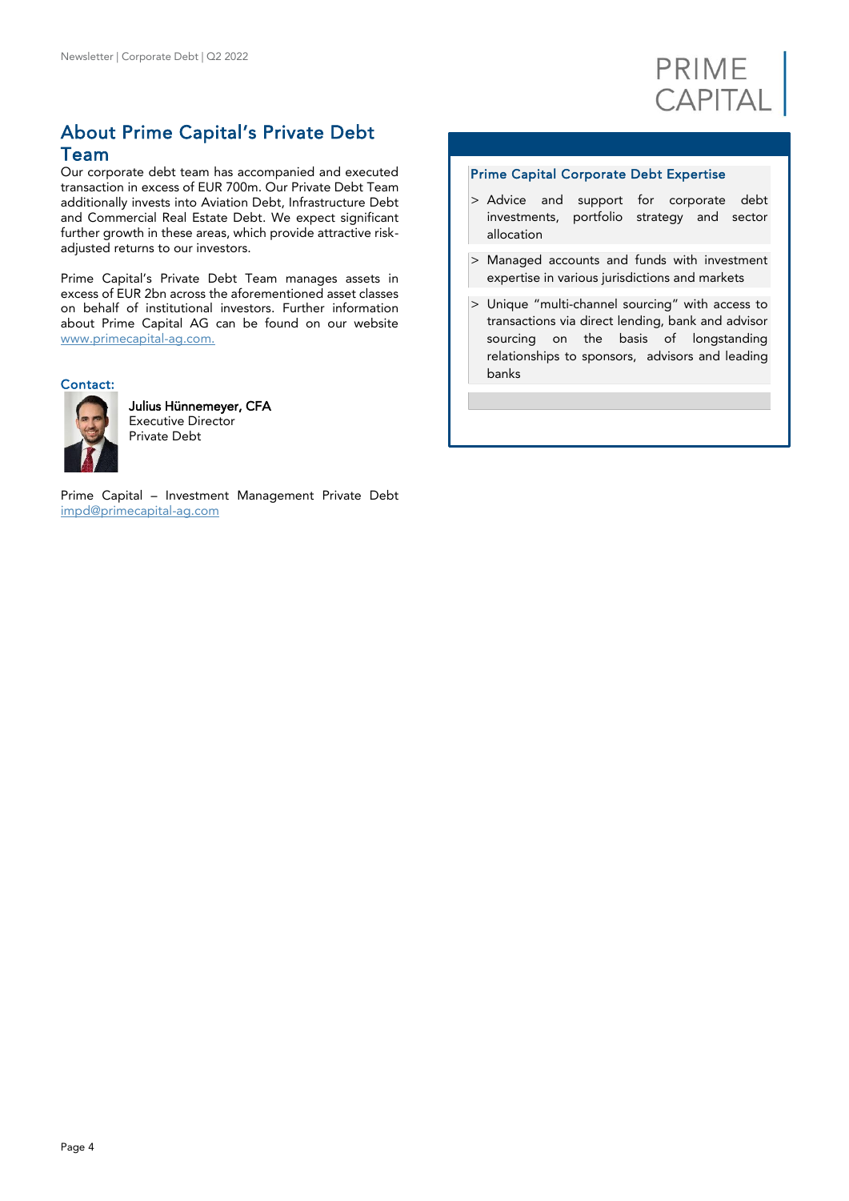## About Prime Capital's Private Debt Team

Our corporate debt team has accompanied and executed transaction in excess of EUR 700m. Our Private Debt Team additionally invests into Aviation Debt, Infrastructure Debt and Commercial Real Estate Debt. We expect significant further growth in these areas, which provide attractive risk-adjusted returns to our investors.

Prime Capital's Private Debt Team manages assets in excess of EUR 2bn across the aforementioned asset classes on behalf of institutional investors. Further information about Prime Capital AG can be found on our website [www.primecapital-ag.com.](http://www.primecapital-ag.com)

### Contact:

**Julius Hünnemeyer, CFA**
Executive Director
Private Debt

Prime Capital – Investment Management Private Debt [impd@primecapital-ag.com](mailto:impd@primecapital-ag.com)

### Prime Capital Corporate Debt Expertise

> Advice and support for corporate debt investments, portfolio strategy and sector allocation

> Managed accounts and funds with investment expertise in various jurisdictions and markets

> Unique "multi-channel sourcing" with access to transactions via direct lending, bank and advisor sourcing on the basis of longstanding relationships to sponsors, advisors and leading banks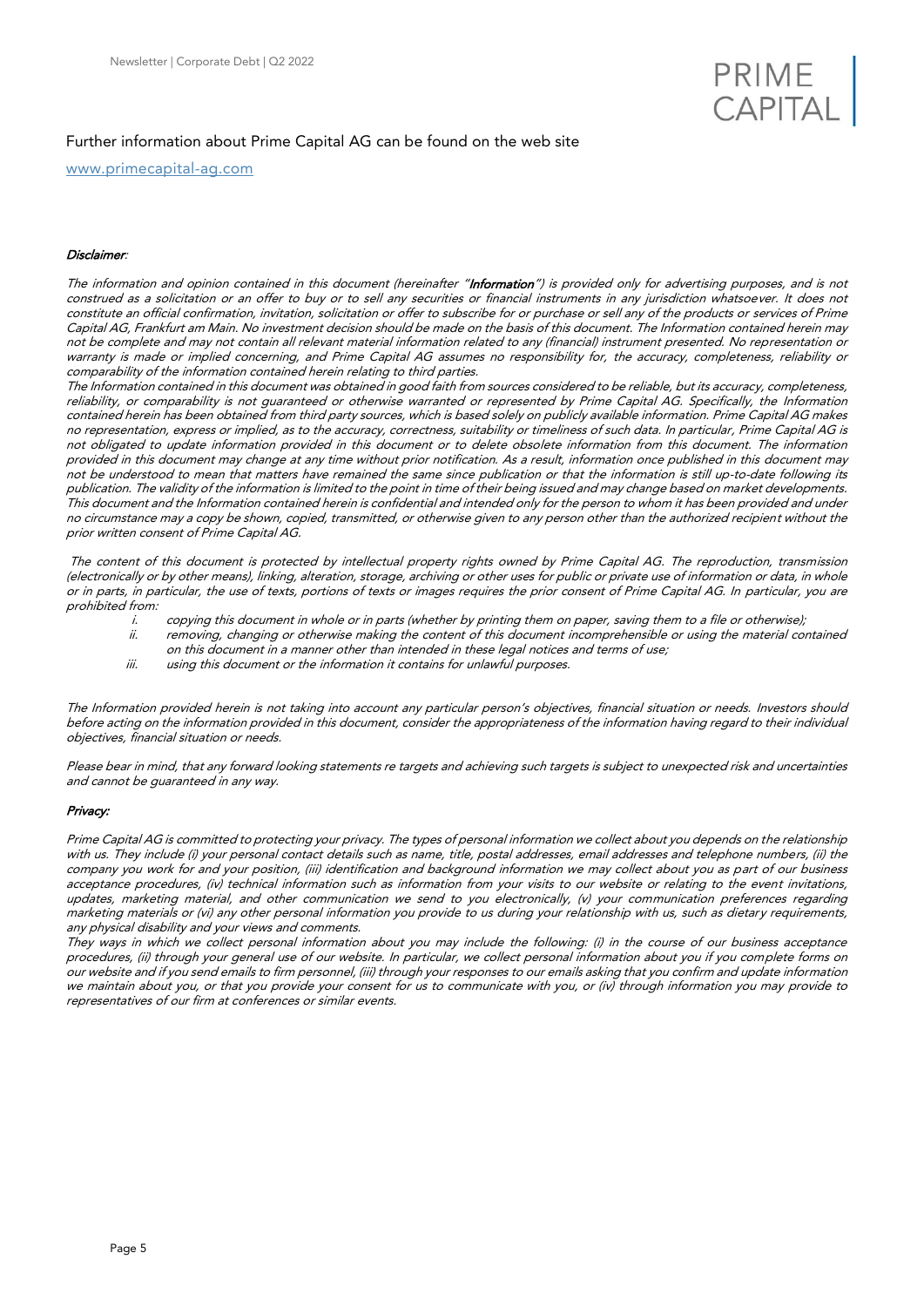Further information about Prime Capital AG can be found on the web site

[www.primecapital-ag.com](http://www.primecapital-ag.com)

***Disclaimer*:**

*The information and opinion contained in this document (hereinafter "**Information**") is provided only for advertising purposes, and is not construed as a solicitation or an offer to buy or to sell any securities or financial instruments in any jurisdiction whatsoever. It does not constitute an official confirmation, invitation, solicitation or offer to subscribe for or purchase or sell any of the products or services of Prime Capital AG, Frankfurt am Main. No investment decision should be made on the basis of this document. The Information contained herein may not be complete and may not contain all relevant material information related to any (financial) instrument presented. No representation or warranty is made or implied concerning, and Prime Capital AG assumes no responsibility for, the accuracy, completeness, reliability or comparability of the information contained herein relating to third parties.*

*The Information contained in this document was obtained in good faith from sources considered to be reliable, but its accuracy, completeness, reliability, or comparability is not guaranteed or otherwise warranted or represented by Prime Capital AG. Specifically, the Information contained herein has been obtained from third party sources, which is based solely on publicly available information. Prime Capital AG makes no representation, express or implied, as to the accuracy, correctness, suitability or timeliness of such data. In particular, Prime Capital AG is not obligated to update information provided in this document or to delete obsolete information from this document. The information provided in this document may change at any time without prior notification. As a result, information once published in this document may not be understood to mean that matters have remained the same since publication or that the information is still up-to-date following its publication. The validity of the information is limited to the point in time of their being issued and may change based on market developments. This document and the Information contained herein is confidential and intended only for the person to whom it has been provided and under no circumstance may a copy be shown, copied, transmitted, or otherwise given to any person other than the authorized recipient without the prior written consent of Prime Capital AG.*

*The content of this document is protected by intellectual property rights owned by Prime Capital AG. The reproduction, transmission (electronically or by other means), linking, alteration, storage, archiving or other uses for public or private use of information or data, in whole or in parts, in particular, the use of texts, portions of texts or images requires the prior consent of Prime Capital AG. In particular, you are prohibited from:*

1. *copying this document in whole or in parts (whether by printing them on paper, saving them to a file or otherwise);*
2. *removing, changing or otherwise making the content of this document incomprehensible or using the material contained on this document in a manner other than intended in these legal notices and terms of use;*
3. *using this document or the information it contains for unlawful purposes.*

*The Information provided herein is not taking into account any particular person's objectives, financial situation or needs. Investors should before acting on the information provided in this document, consider the appropriateness of the information having regard to their individual objectives, financial situation or needs.*

*Please bear in mind, that any forward looking statements re targets and achieving such targets is subject to unexpected risk and uncertainties and cannot be guaranteed in any way.*

***Privacy:***

*Prime Capital AG is committed to protecting your privacy. The types of personal information we collect about you depends on the relationship with us. They include (i) your personal contact details such as name, title, postal addresses, email addresses and telephone numbers, (ii) the company you work for and your position, (iii) identification and background information we may collect about you as part of our business acceptance procedures, (iv) technical information such as information from your visits to our website or relating to the event invitations, updates, marketing material, and other communication we send to you electronically, (v) your communication preferences regarding marketing materials or (vi) any other personal information you provide to us during your relationship with us, such as dietary requirements, any physical disability and your views and comments.*

*They ways in which we collect personal information about you may include the following: (i) in the course of our business acceptance procedures, (ii) through your general use of our website. In particular, we collect personal information about you if you complete forms on our website and if you send emails to firm personnel, (iii) through your responses to our emails asking that you confirm and update information we maintain about you, or that you provide your consent for us to communicate with you, or (iv) through information you may provide to representatives of our firm at conferences or similar events.*